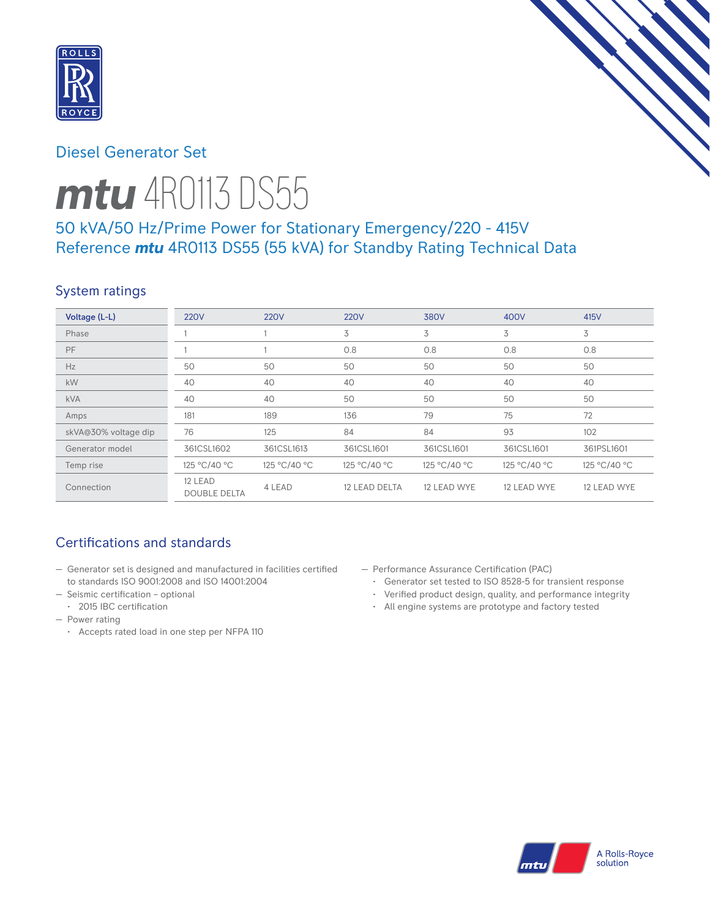Diesel Generator Set

# *mtu* 4R0113 DS55

## 50 kVA/50 Hz/Prime Power for Stationary Emergency/220 - 415V
## Reference *mtu* 4R0113 DS55 (55 kVA) for Standby Rating Technical Data

### System ratings

| Voltage (L-L) | 220V | 220V | 220V | 380V | 400V | 415V |
|---|---|---|---|---|---|---|
| Phase | 1 | 1 | 3 | 3 | 3 | 3 |
| PF | 1 | 1 | 0.8 | 0.8 | 0.8 | 0.8 |
| Hz | 50 | 50 | 50 | 50 | 50 | 50 |
| kW | 40 | 40 | 40 | 40 | 40 | 40 |
| kVA | 40 | 40 | 50 | 50 | 50 | 50 |
| Amps | 181 | 189 | 136 | 79 | 75 | 72 |
| skVA@30% voltage dip | 76 | 125 | 84 | 84 | 93 | 102 |
| Generator model | 361CSL1602 | 361CSL1613 | 361CSL1601 | 361CSL1601 | 361CSL1601 | 361PSL1601 |
| Temp rise | 125 °C/40 °C | 125 °C/40 °C | 125 °C/40 °C | 125 °C/40 °C | 125 °C/40 °C | 125 °C/40 °C |
| Connection | 12 LEAD DOUBLE DELTA | 4 LEAD | 12 LEAD DELTA | 12 LEAD WYE | 12 LEAD WYE | 12 LEAD WYE |

### Certifications and standards

- Generator set is designed and manufactured in facilities certified to standards ISO 9001:2008 and ISO 14001:2004
- Seismic certification – optional
  - 2015 IBC certification
- Power rating
  - Accepts rated load in one step per NFPA 110
- Performance Assurance Certification (PAC)
  - Generator set tested to ISO 8528-5 for transient response
  - Verified product design, quality, and performance integrity
  - All engine systems are prototype and factory tested

A Rolls-Royce solution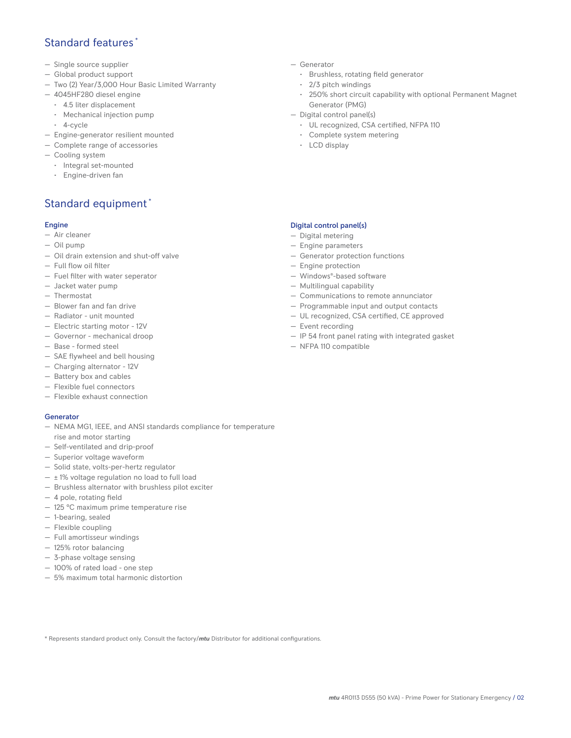## Standard features*

- Single source supplier
- Global product support
- Two (2) Year/3,000 Hour Basic Limited Warranty
- 4045HF280 diesel engine
  - 4.5 liter displacement
  - Mechanical injection pump
  - 4-cycle
- Engine-generator resilient mounted
- Complete range of accessories
- Cooling system
  - Integral set-mounted
  - Engine-driven fan
- Generator
  - Brushless, rotating field generator
  - 2/3 pitch windings
  - 250% short circuit capability with optional Permanent Magnet Generator (PMG)
- Digital control panel(s)
  - UL recognized, CSA certified, NFPA 110
  - Complete system metering
  - LCD display

## Standard equipment*

### Engine

- Air cleaner
- Oil pump
- Oil drain extension and shut-off valve
- Full flow oil filter
- Fuel filter with water seperator
- Jacket water pump
- Thermostat
- Blower fan and fan drive
- Radiator - unit mounted
- Electric starting motor - 12V
- Governor - mechanical droop
- Base - formed steel
- SAE flywheel and bell housing
- Charging alternator - 12V
- Battery box and cables
- Flexible fuel connectors
- Flexible exhaust connection

### Generator

- NEMA MG1, IEEE, and ANSI standards compliance for temperature rise and motor starting
- Self-ventilated and drip-proof
- Superior voltage waveform
- Solid state, volts-per-hertz regulator
- ± 1% voltage regulation no load to full load
- Brushless alternator with brushless pilot exciter
- 4 pole, rotating field
- 125 °C maximum prime temperature rise
- 1-bearing, sealed
- Flexible coupling
- Full amortisseur windings
- 125% rotor balancing
- 3-phase voltage sensing
- 100% of rated load - one step
- 5% maximum total harmonic distortion

### Digital control panel(s)

- Digital metering
- Engine parameters
- Generator protection functions
- Engine protection
- Windows®-based software
- Multilingual capability
- Communications to remote annunciator
- Programmable input and output contacts
- UL recognized, CSA certified, CE approved
- Event recording
- IP 54 front panel rating with integrated gasket
- NFPA 110 compatible

* Represents standard product only. Consult the factory/***mtu*** Distributor for additional configurations.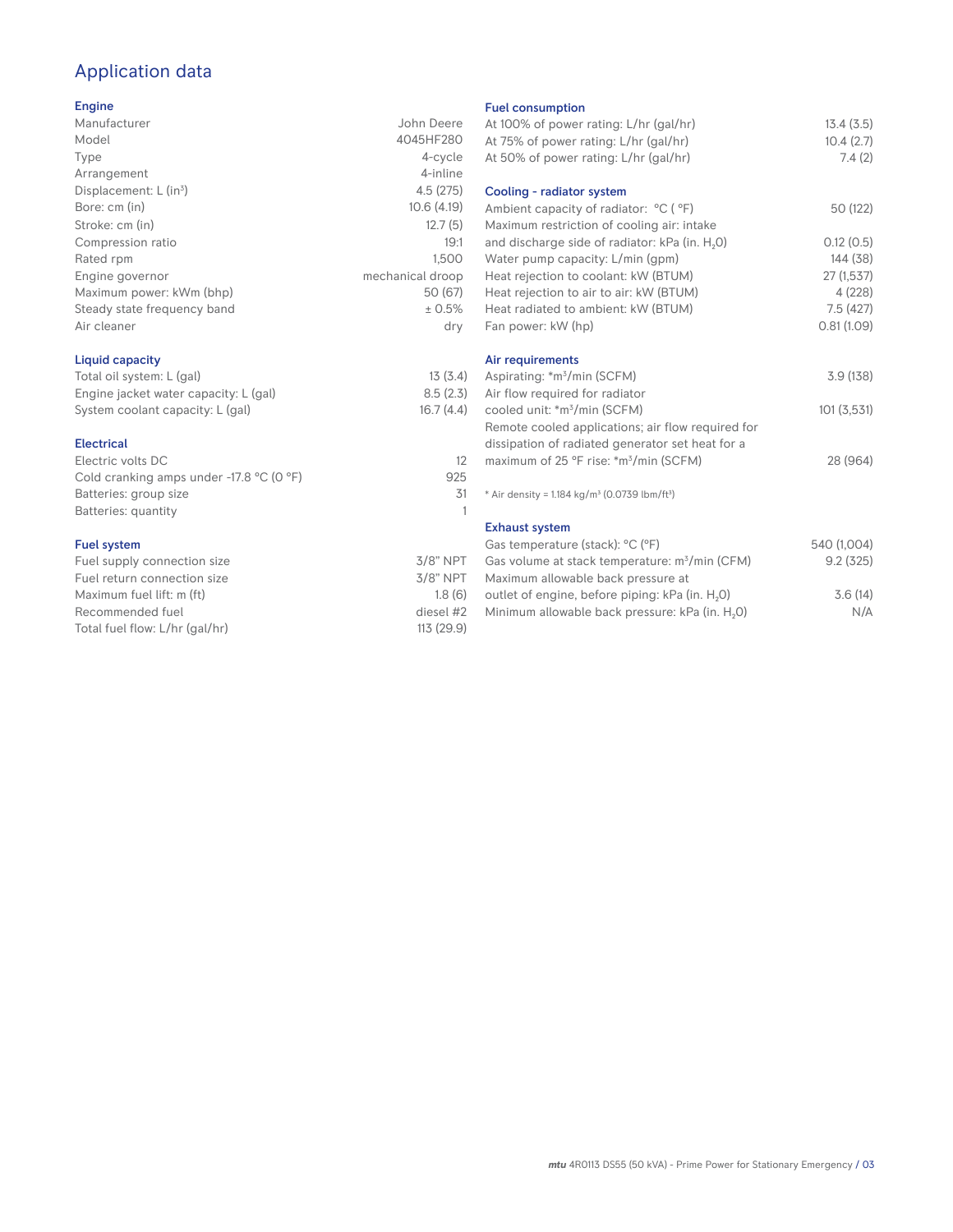# Application data

## Engine

| | |
|---|---|
| Manufacturer | John Deere |
| Model | 4045HF280 |
| Type | 4-cycle |
| Arrangement | 4-inline |
| Displacement: L ($in^3$) | 4.5 (275) |
| Bore: cm (in) | 10.6 (4.19) |
| Stroke: cm (in) | 12.7 (5) |
| Compression ratio | 19:1 |
| Rated rpm | 1,500 |
| Engine governor | mechanical droop |
| Maximum power: kWm (bhp) | 50 (67) |
| Steady state frequency band | ± 0.5% |
| Air cleaner | dry |

## Liquid capacity

| | |
|---|---|
| Total oil system: L (gal) | 13 (3.4) |
| Engine jacket water capacity: L (gal) | 8.5 (2.3) |
| System coolant capacity: L (gal) | 16.7 (4.4) |

## Electrical

| | |
|---|---|
| Electric volts DC | 12 |
| Cold cranking amps under -17.8 °C (0 °F) | 925 |
| Batteries: group size | 31 |
| Batteries: quantity | 1 |

## Fuel system

| | |
|---|---|
| Fuel supply connection size | 3/8" NPT |
| Fuel return connection size | 3/8" NPT |
| Maximum fuel lift: m (ft) | 1.8 (6) |
| Recommended fuel | diesel #2 |
| Total fuel flow: L/hr (gal/hr) | 113 (29.9) |

## Fuel consumption

| | |
|---|---|
| At 100% of power rating: L/hr (gal/hr) | 13.4 (3.5) |
| At 75% of power rating: L/hr (gal/hr) | 10.4 (2.7) |
| At 50% of power rating: L/hr (gal/hr) | 7.4 (2) |

## Cooling - radiator system

| | |
|---|---|
| Ambient capacity of radiator: °C (°F) | 50 (122) |
| Maximum restriction of cooling air: intake and discharge side of radiator: kPa (in. $H_2O$) | 0.12 (0.5) |
| Water pump capacity: L/min (gpm) | 144 (38) |
| Heat rejection to coolant: kW (BTUM) | 27 (1,537) |
| Heat rejection to air to air: kW (BTUM) | 4 (228) |
| Heat radiated to ambient: kW (BTUM) | 7.5 (427) |
| Fan power: kW (hp) | 0.81 (1.09) |

## Air requirements

| | |
|---|---|
| Aspirating: *$m^3$/min (SCFM) | 3.9 (138) |
| Air flow required for radiator cooled unit: *$m^3$/min (SCFM) | 101 (3,531) |
| Remote cooled applications; air flow required for dissipation of radiated generator set heat for a maximum of 25 °F rise: *$m^3$/min (SCFM) | 28 (964) |

* Air density = 1.184 kg/$m^3$ (0.0739 lbm/$ft^3$)

## Exhaust system

| | |
|---|---|
| Gas temperature (stack): °C (°F) | 540 (1,004) |
| Gas volume at stack temperature: $m^3$/min (CFM) | 9.2 (325) |
| Maximum allowable back pressure at outlet of engine, before piping: kPa (in. $H_2O$) | 3.6 (14) |
| Minimum allowable back pressure: kPa (in. $H_2O$) | N/A |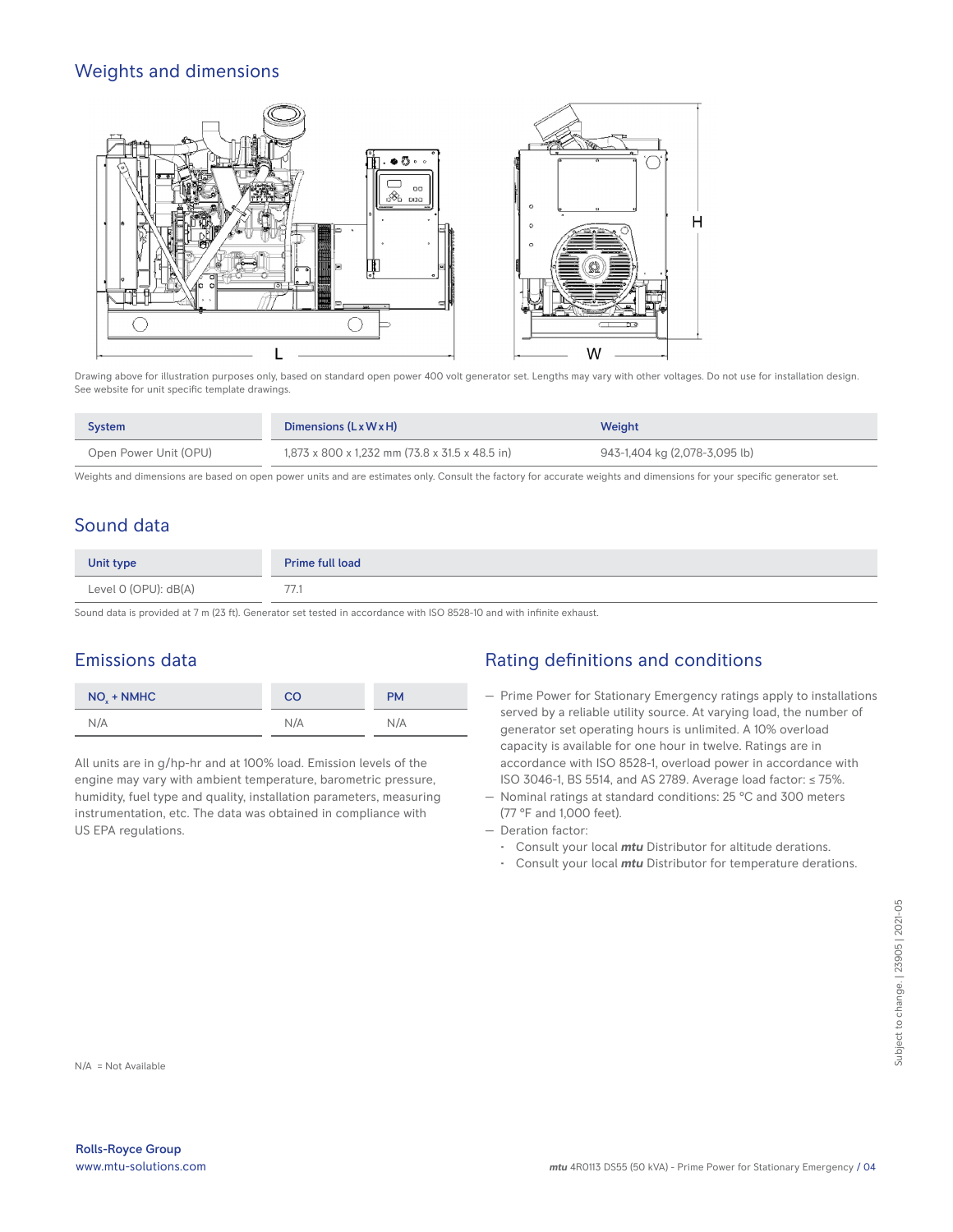## Weights and dimensions

L

W

H

Drawing above for illustration purposes only, based on standard open power 400 volt generator set. Lengths may vary with other voltages. Do not use for installation design. See website for unit specific template drawings.

| System | Dimensions (L x W x H) | Weight |
|---|---|---|
| Open Power Unit (OPU) | 1,873 x 800 x 1,232 mm (73.8 x 31.5 x 48.5 in) | 943-1,404 kg (2,078-3,095 lb) |

Weights and dimensions are based on open power units and are estimates only. Consult the factory for accurate weights and dimensions for your specific generator set.

## Sound data

| Unit type | Prime full load |
|---|---|
| Level 0 (OPU): dB(A) | 77.1 |

Sound data is provided at 7 m (23 ft). Generator set tested in accordance with ISO 8528-10 and with infinite exhaust.

## Emissions data

| $NO_x$ + NMHC | CO | PM |
|---|---|---|
| N/A | N/A | N/A |

All units are in g/hp-hr and at 100% load. Emission levels of the engine may vary with ambient temperature, barometric pressure, humidity, fuel type and quality, installation parameters, measuring instrumentation, etc. The data was obtained in compliance with US EPA regulations.

## Rating definitions and conditions

- Prime Power for Stationary Emergency ratings apply to installations served by a reliable utility source. At varying load, the number of generator set operating hours is unlimited. A 10% overload capacity is available for one hour in twelve. Ratings are in accordance with ISO 8528-1, overload power in accordance with ISO 3046-1, BS 5514, and AS 2789. Average load factor: ≤ 75%.
- Nominal ratings at standard conditions: 25 °C and 300 meters (77 °F and 1,000 feet).
- Deration factor:
  - Consult your local ***mtu*** Distributor for altitude derations.
  - Consult your local ***mtu*** Distributor for temperature derations.

Subject to change. | 23905 | 2021-05

N/A = Not Available

Rolls-Royce Group
www.mtu-solutions.com